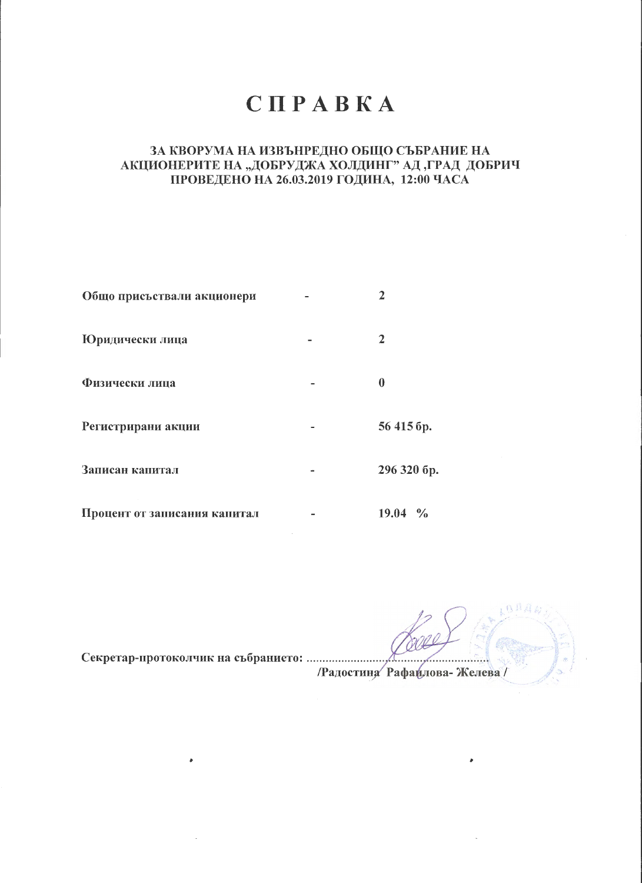# С П Р А В К А

**ЗА КВОРУМА НА ИЗВЪНРЕДНО ОБЩО СЪБРАНИЕ НА АКЦИОНЕРИТЕ НА „ДОБРУДЖА ХОЛДИНГ" АД ,ГРАД ДОБРИЧ ПРОВЕДЕНО НА 26.03.2019 ГОДИНА, 12:00 ЧАСА**

| | | |
|---|---|---|
| **Общо присъствали акционери** | **-** | **2** |
| **Юридически лица** | **-** | **2** |
| **Физически лица** | **-** | **0** |
| **Регистрирани акции** | **-** | **56 415 бр.** |
| **Записан капитал** | **-** | **296 320 бр.** |
| **Процент от записания капитал** | **-** | **19.04 %** |

**Секретар-протоколчик на събранието:** ..........................................................

**/Радостина Рафаилова- Желева /**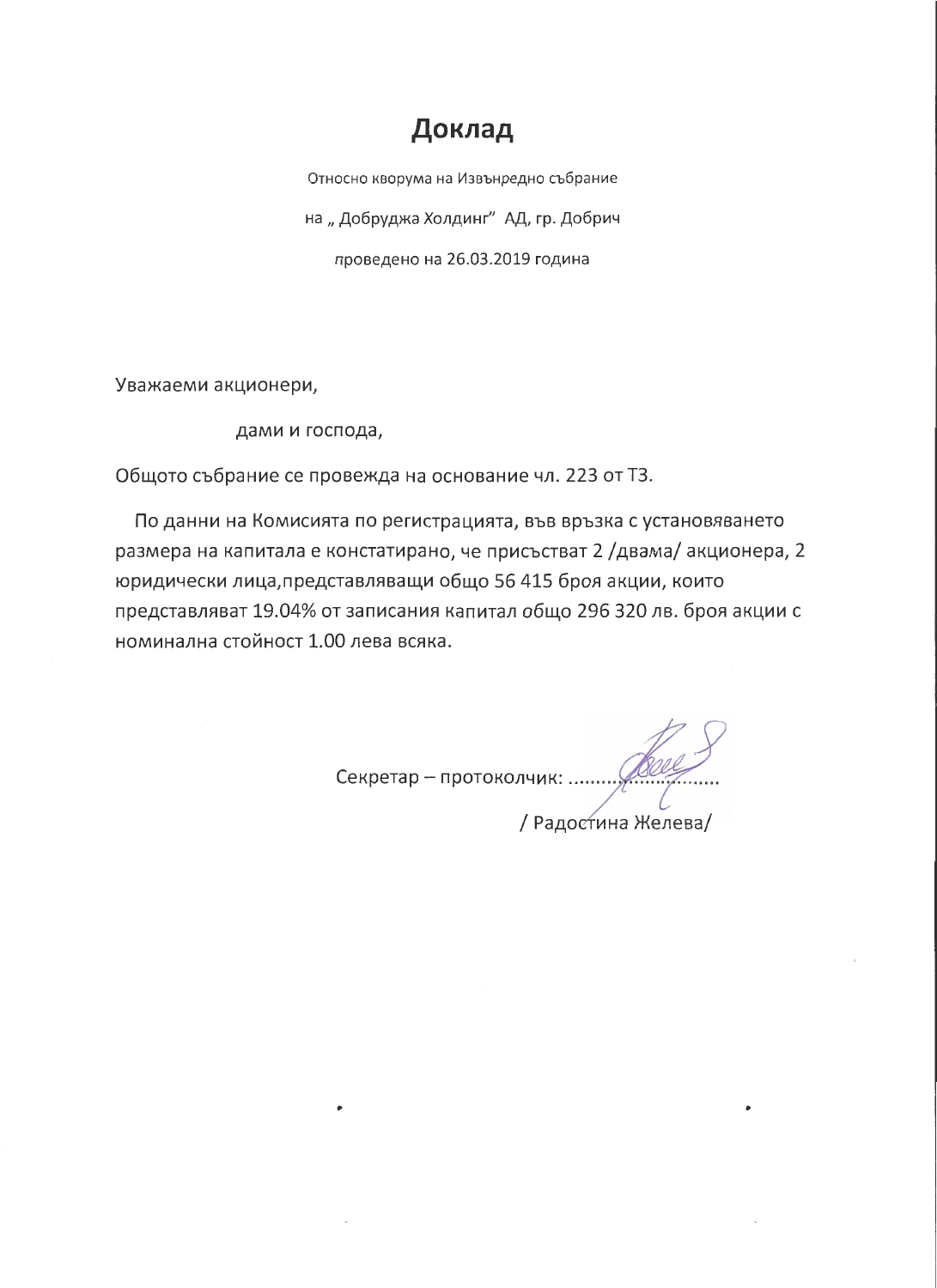# Доклад

Относно кворума на Извънредно събрание

на „ Добруджа Холдинг" АД, гр. Добрич

проведено на 26.03.2019 година

Уважаеми акционери,

дами и господа,

Общото събрание се провежда на основание чл. 223 от ТЗ.

По данни на Комисията по регистрацията, във връзка с установяването размера на капитала е констатирано, че присъстват 2 /двама/ акционера, 2 юридически лица,представляващи общо 56 415 броя акции, които представляват 19.04% от записания капитал общо 296 320 лв. броя акции с номинална стойност 1.00 лева всяка.

Секретар – протоколчик: ..............................

/ Радостина Желева/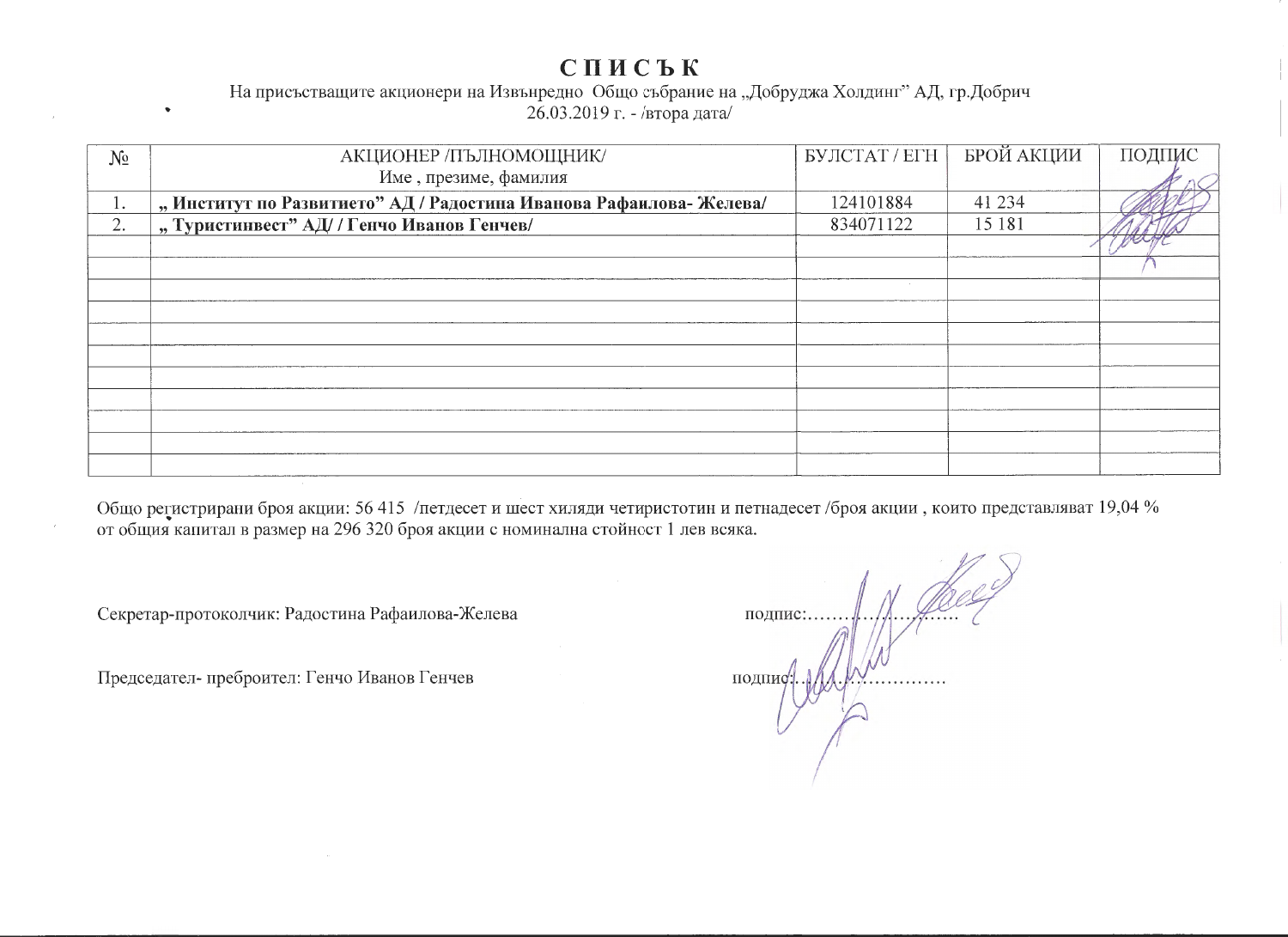# С П И С Ъ К

На присъстващите акционери на Извънредно Общо събрание на „Добруджа Холдинг" АД, гр.Добрич
26.03.2019 г. - /втора дата/

| № | АКЦИОНЕР /ПЪЛНОМОЩНИК/ Име , презиме, фамилия | БУЛСТАТ / ЕГН | БРОЙ АКЦИИ | ПОДПИС |
|---|---|---|---|---|
| 1. | **„ Институт по Развитието" АД / Радостина Иванова Рафаилова- Желева/** | 124101884 | 41 234 | |
| 2. | **„ Туристинвест" АД/ / Генчо Иванов Генчев/** | 834071122 | 15 181 | |
| | | | | |
| | | | | |
| | | | | |
| | | | | |
| | | | | |
| | | | | |
| | | | | |
| | | | | |
| | | | | |
| | | | | |
| | | | | |

Общо регистрирани броя акции: 56 415 /петдесет и шест хиляди четиристотин и петнадесет /броя акции , които представляват 19,04 % от общия капитал в размер на 296 320 броя акции с номинална стойност 1 лев всяка.

Секретар-протоколчик: Радостина Рафаилова-Желева подпис:……………………

Председател- преброител: Генчо Иванов Генчев подпис:……………………